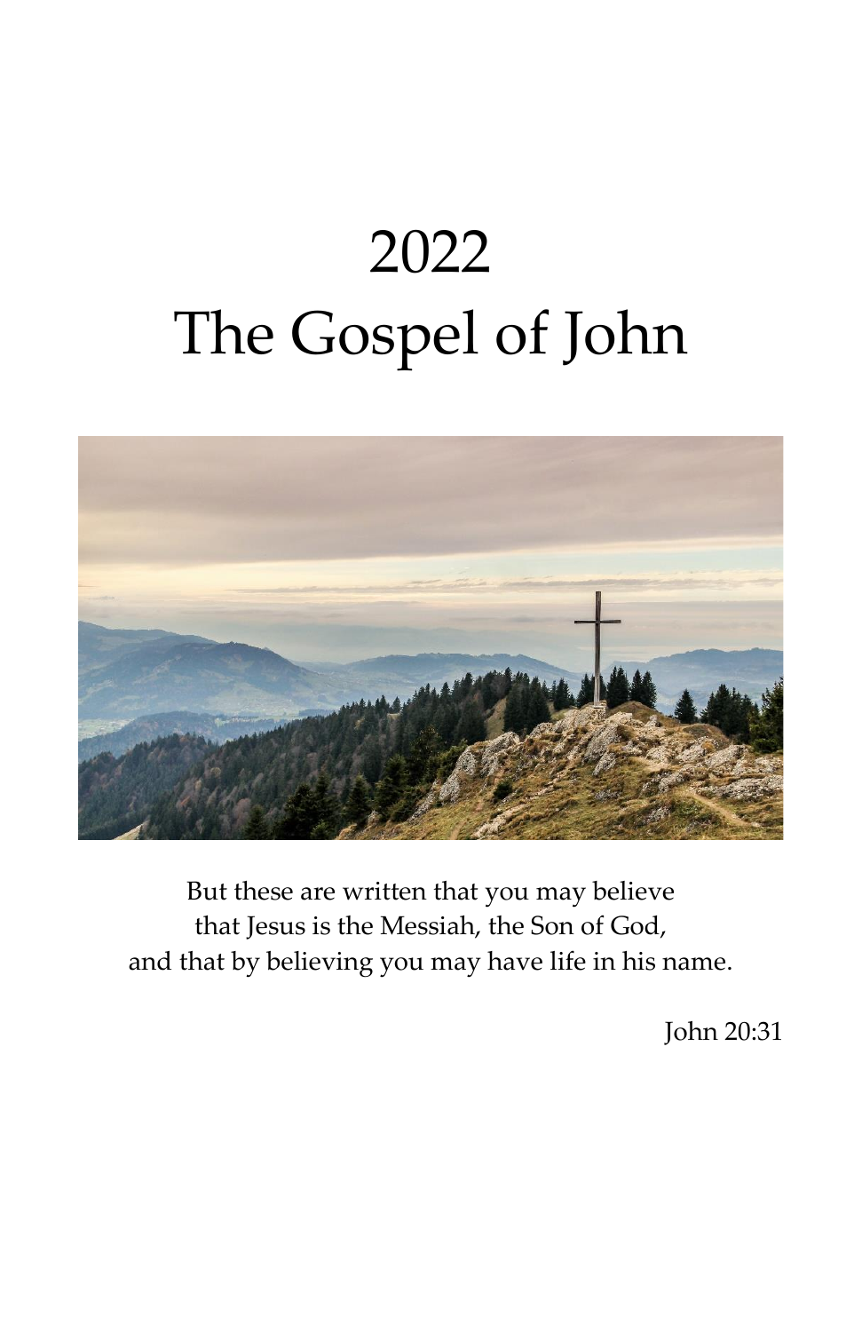# 2022
# The Gospel of John

But these are written that you may believe
that Jesus is the Messiah, the Son of God,
and that by believing you may have life in his name.

John 20:31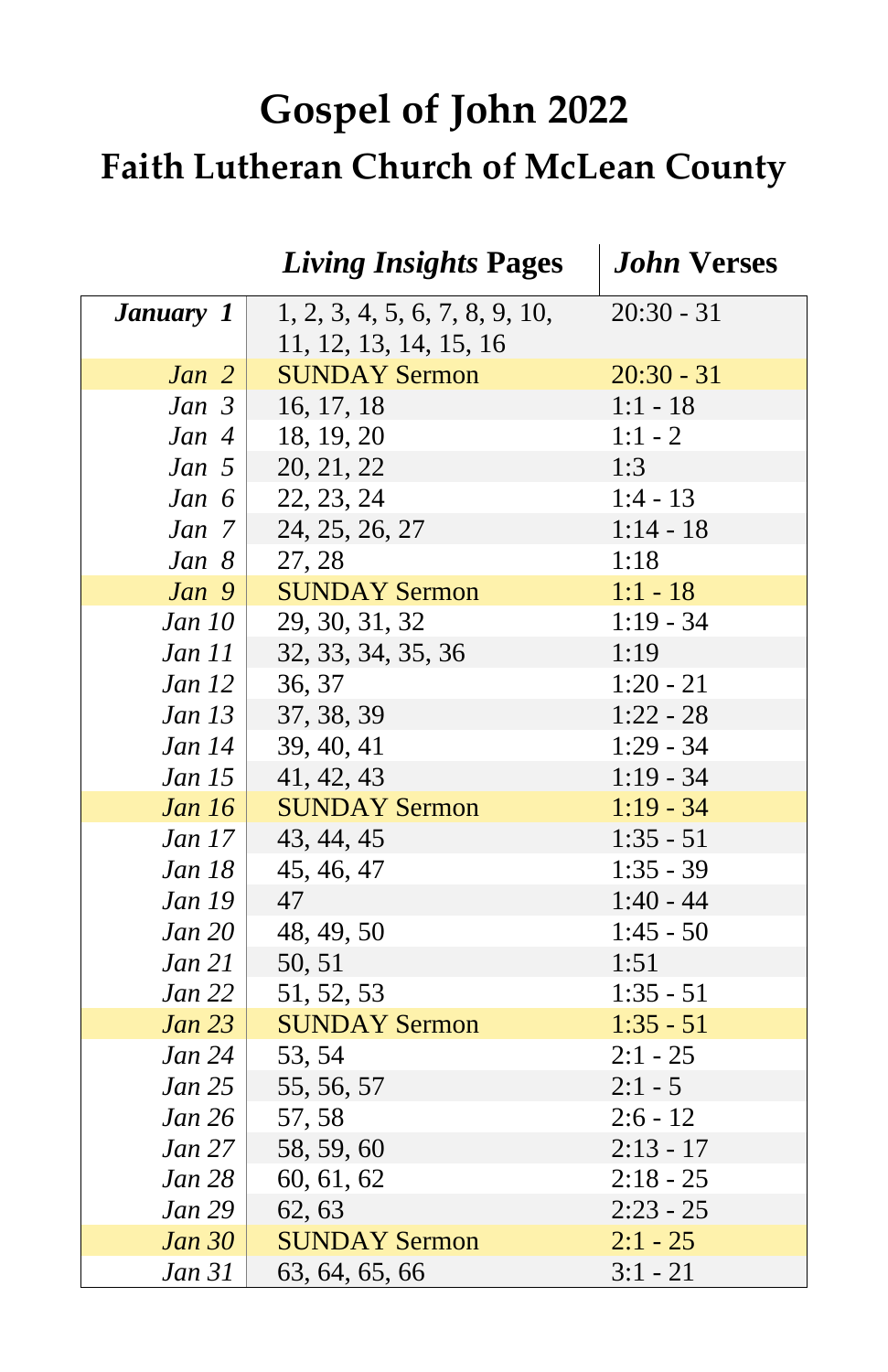# Gospel of John 2022

## Faith Lutheran Church of McLean County

| | *Living Insights* Pages | *John* Verses |
|---|---|---|
| ***January 1*** | 1, 2, 3, 4, 5, 6, 7, 8, 9, 10, 11, 12, 13, 14, 15, 16 | 20:30 - 31 |
| *Jan 2* | SUNDAY Sermon | 20:30 - 31 |
| *Jan 3* | 16, 17, 18 | 1:1 - 18 |
| *Jan 4* | 18, 19, 20 | 1:1 - 2 |
| *Jan 5* | 20, 21, 22 | 1:3 |
| *Jan 6* | 22, 23, 24 | 1:4 - 13 |
| *Jan 7* | 24, 25, 26, 27 | 1:14 - 18 |
| *Jan 8* | 27, 28 | 1:18 |
| *Jan 9* | SUNDAY Sermon | 1:1 - 18 |
| *Jan 10* | 29, 30, 31, 32 | 1:19 - 34 |
| *Jan 11* | 32, 33, 34, 35, 36 | 1:19 |
| *Jan 12* | 36, 37 | 1:20 - 21 |
| *Jan 13* | 37, 38, 39 | 1:22 - 28 |
| *Jan 14* | 39, 40, 41 | 1:29 - 34 |
| *Jan 15* | 41, 42, 43 | 1:19 - 34 |
| *Jan 16* | SUNDAY Sermon | 1:19 - 34 |
| *Jan 17* | 43, 44, 45 | 1:35 - 51 |
| *Jan 18* | 45, 46, 47 | 1:35 - 39 |
| *Jan 19* | 47 | 1:40 - 44 |
| *Jan 20* | 48, 49, 50 | 1:45 - 50 |
| *Jan 21* | 50, 51 | 1:51 |
| *Jan 22* | 51, 52, 53 | 1:35 - 51 |
| *Jan 23* | SUNDAY Sermon | 1:35 - 51 |
| *Jan 24* | 53, 54 | 2:1 - 25 |
| *Jan 25* | 55, 56, 57 | 2:1 - 5 |
| *Jan 26* | 57, 58 | 2:6 - 12 |
| *Jan 27* | 58, 59, 60 | 2:13 - 17 |
| *Jan 28* | 60, 61, 62 | 2:18 - 25 |
| *Jan 29* | 62, 63 | 2:23 - 25 |
| *Jan 30* | SUNDAY Sermon | 2:1 - 25 |
| *Jan 31* | 63, 64, 65, 66 | 3:1 - 21 |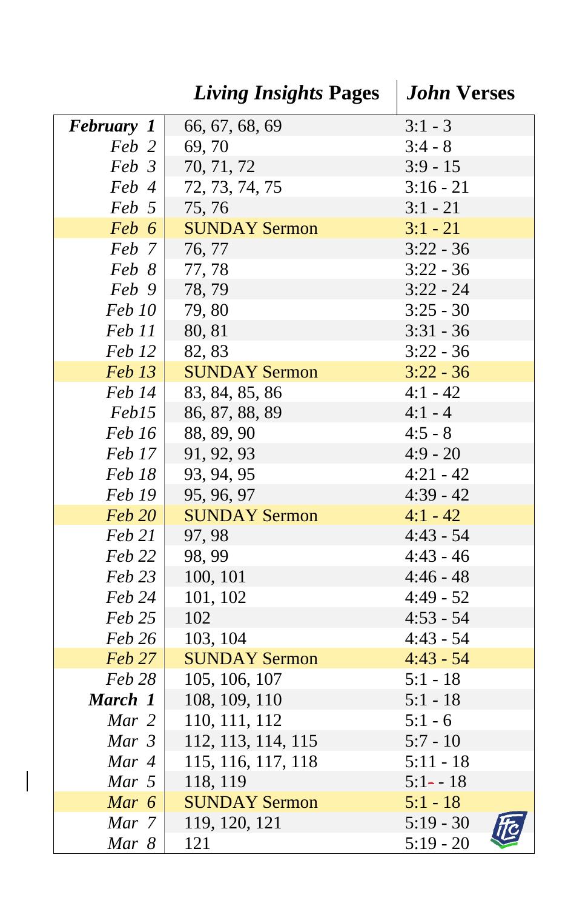| | *Living Insights* Pages | *John* Verses |
|---|---|---|
| ***February 1*** | 66, 67, 68, 69 | 3:1 - 3 |
| *Feb 2* | 69, 70 | 3:4 - 8 |
| *Feb 3* | 70, 71, 72 | 3:9 - 15 |
| *Feb 4* | 72, 73, 74, 75 | 3:16 - 21 |
| *Feb 5* | 75, 76 | 3:1 - 21 |
| *Feb 6* | SUNDAY Sermon | 3:1 - 21 |
| *Feb 7* | 76, 77 | 3:22 - 36 |
| *Feb 8* | 77, 78 | 3:22 - 36 |
| *Feb 9* | 78, 79 | 3:22 - 24 |
| *Feb 10* | 79, 80 | 3:25 - 30 |
| *Feb 11* | 80, 81 | 3:31 - 36 |
| *Feb 12* | 82, 83 | 3:22 - 36 |
| *Feb 13* | SUNDAY Sermon | 3:22 - 36 |
| *Feb 14* | 83, 84, 85, 86 | 4:1 - 42 |
| *Feb15* | 86, 87, 88, 89 | 4:1 - 4 |
| *Feb 16* | 88, 89, 90 | 4:5 - 8 |
| *Feb 17* | 91, 92, 93 | 4:9 - 20 |
| *Feb 18* | 93, 94, 95 | 4:21 - 42 |
| *Feb 19* | 95, 96, 97 | 4:39 - 42 |
| *Feb 20* | SUNDAY Sermon | 4:1 - 42 |
| *Feb 21* | 97, 98 | 4:43 - 54 |
| *Feb 22* | 98, 99 | 4:43 - 46 |
| *Feb 23* | 100, 101 | 4:46 - 48 |
| *Feb 24* | 101, 102 | 4:49 - 52 |
| *Feb 25* | 102 | 4:53 - 54 |
| *Feb 26* | 103, 104 | 4:43 - 54 |
| *Feb 27* | SUNDAY Sermon | 4:43 - 54 |
| *Feb 28* | 105, 106, 107 | 5:1 - 18 |
| ***March 1*** | 108, 109, 110 | 5:1 - 18 |
| *Mar 2* | 110, 111, 112 | 5:1 - 6 |
| *Mar 3* | 112, 113, 114, 115 | 5:7 - 10 |
| *Mar 4* | 115, 116, 117, 118 | 5:11 - 18 |
| *Mar 5* | 118, 119 | 5:1 - 18 |
| *Mar 6* | SUNDAY Sermon | 5:1 - 18 |
| *Mar 7* | 119, 120, 121 | 5:19 - 30 |
| *Mar 8* | 121 | 5:19 - 20 |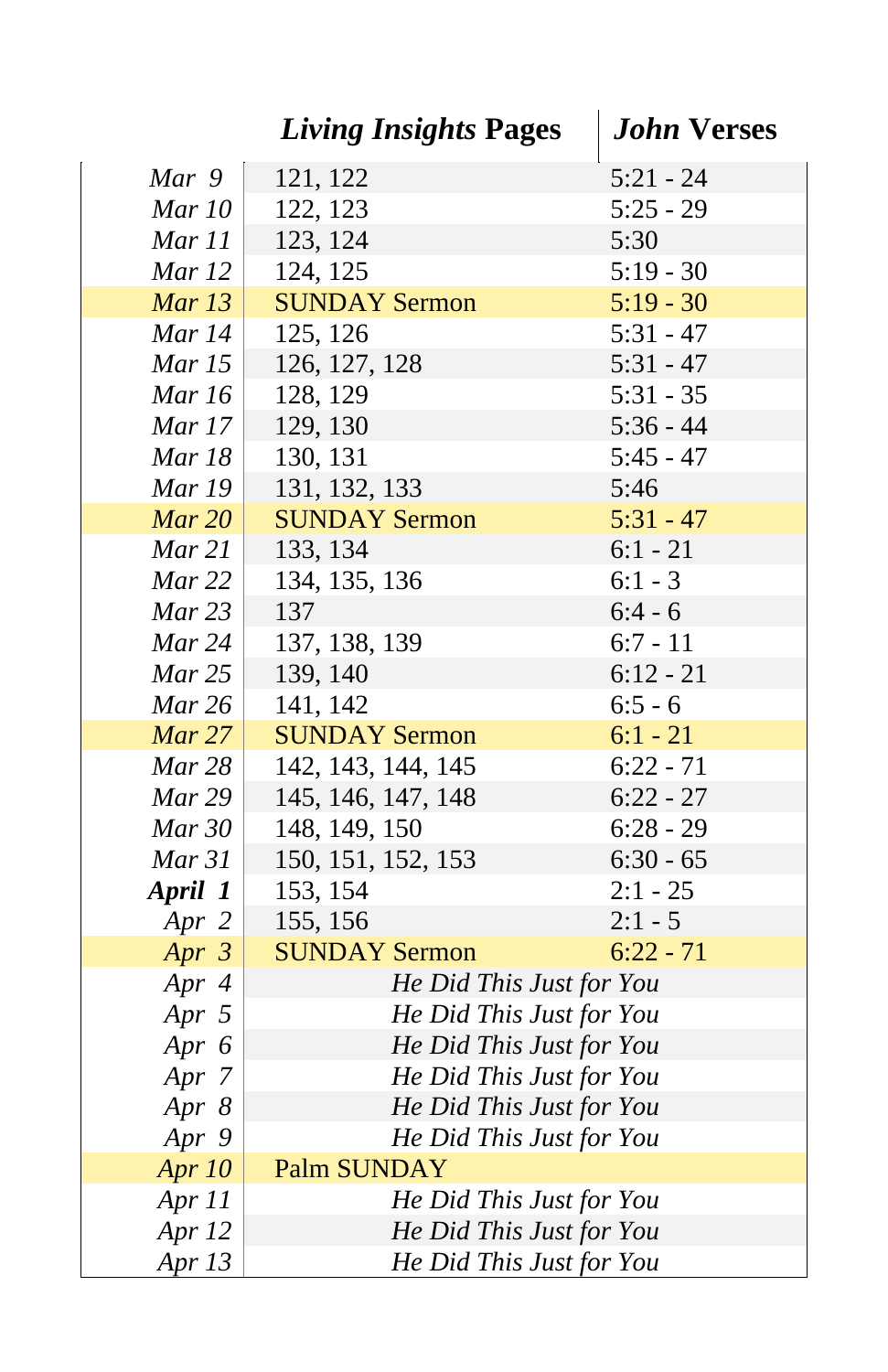| | *Living Insights* **Pages** | *John* **Verses** |
|---|---|---|
| *Mar 9* | 121, 122 | 5:21 - 24 |
| *Mar 10* | 122, 123 | 5:25 - 29 |
| *Mar 11* | 123, 124 | 5:30 |
| *Mar 12* | 124, 125 | 5:19 - 30 |
| *Mar 13* | SUNDAY Sermon | 5:19 - 30 |
| *Mar 14* | 125, 126 | 5:31 - 47 |
| *Mar 15* | 126, 127, 128 | 5:31 - 47 |
| *Mar 16* | 128, 129 | 5:31 - 35 |
| *Mar 17* | 129, 130 | 5:36 - 44 |
| *Mar 18* | 130, 131 | 5:45 - 47 |
| *Mar 19* | 131, 132, 133 | 5:46 |
| *Mar 20* | SUNDAY Sermon | 5:31 - 47 |
| *Mar 21* | 133, 134 | 6:1 - 21 |
| *Mar 22* | 134, 135, 136 | 6:1 - 3 |
| *Mar 23* | 137 | 6:4 - 6 |
| *Mar 24* | 137, 138, 139 | 6:7 - 11 |
| *Mar 25* | 139, 140 | 6:12 - 21 |
| *Mar 26* | 141, 142 | 6:5 - 6 |
| *Mar 27* | SUNDAY Sermon | 6:1 - 21 |
| *Mar 28* | 142, 143, 144, 145 | 6:22 - 71 |
| *Mar 29* | 145, 146, 147, 148 | 6:22 - 27 |
| *Mar 30* | 148, 149, 150 | 6:28 - 29 |
| *Mar 31* | 150, 151, 152, 153 | 6:30 - 65 |
| ***April 1*** | 153, 154 | 2:1 - 25 |
| *Apr 2* | 155, 156 | 2:1 - 5 |
| *Apr 3* | SUNDAY Sermon | 6:22 - 71 |
| *Apr 4* | *He Did This Just for You* | |
| *Apr 5* | *He Did This Just for You* | |
| *Apr 6* | *He Did This Just for You* | |
| *Apr 7* | *He Did This Just for You* | |
| *Apr 8* | *He Did This Just for You* | |
| *Apr 9* | *He Did This Just for You* | |
| *Apr 10* | Palm SUNDAY | |
| *Apr 11* | *He Did This Just for You* | |
| *Apr 12* | *He Did This Just for You* | |
| *Apr 13* | *He Did This Just for You* | |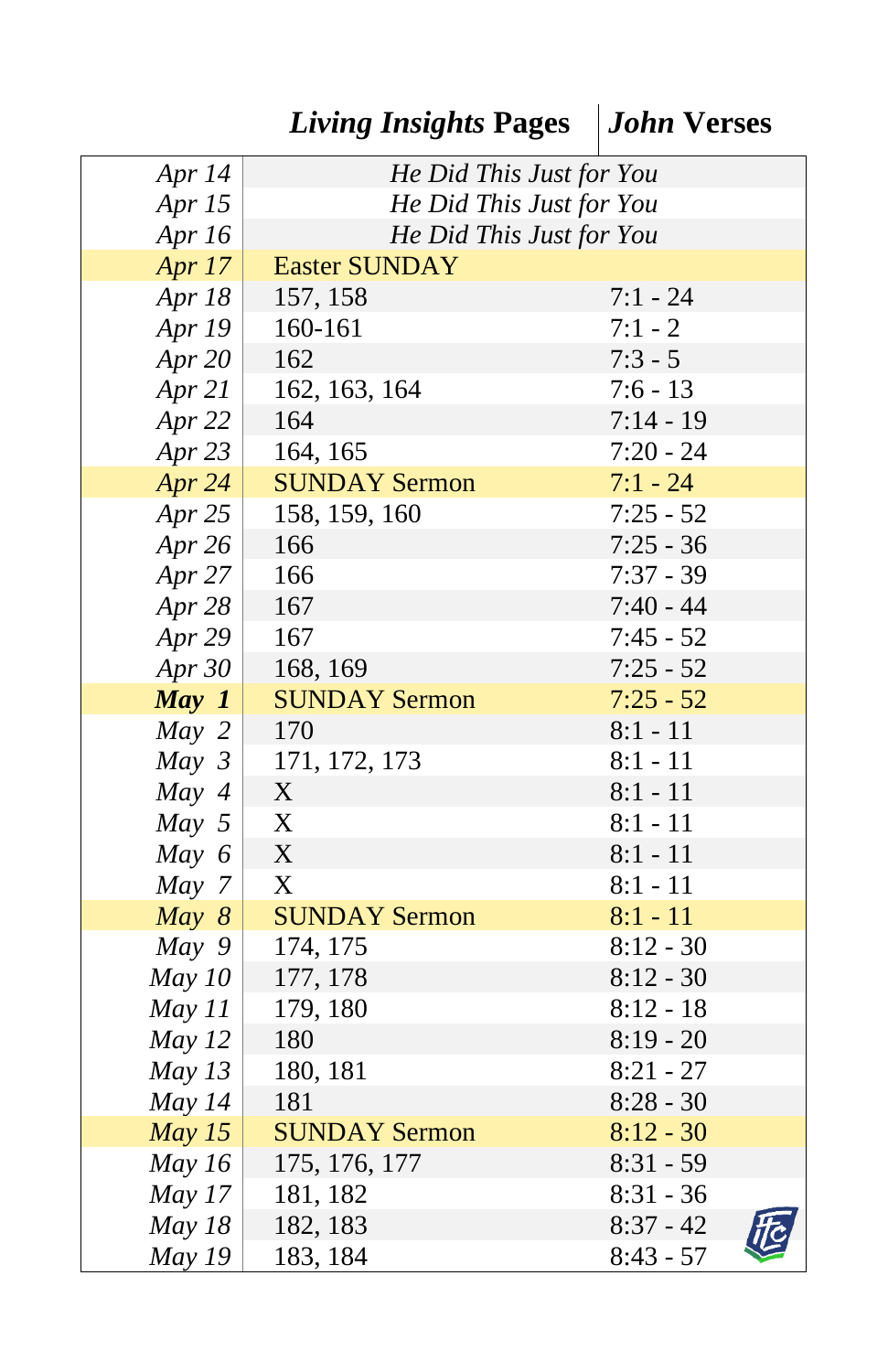| | ***Living Insights* Pages** | ***John* Verses** |
|---|---|---|
| *Apr 14* | *He Did This Just for You* | |
| *Apr 15* | *He Did This Just for You* | |
| *Apr 16* | *He Did This Just for You* | |
| *Apr 17* | Easter SUNDAY | |
| *Apr 18* | 157, 158 | 7:1 - 24 |
| *Apr 19* | 160-161 | 7:1 - 2 |
| *Apr 20* | 162 | 7:3 - 5 |
| *Apr 21* | 162, 163, 164 | 7:6 - 13 |
| *Apr 22* | 164 | 7:14 - 19 |
| *Apr 23* | 164, 165 | 7:20 - 24 |
| *Apr 24* | SUNDAY Sermon | 7:1 - 24 |
| *Apr 25* | 158, 159, 160 | 7:25 - 52 |
| *Apr 26* | 166 | 7:25 - 36 |
| *Apr 27* | 166 | 7:37 - 39 |
| *Apr 28* | 167 | 7:40 - 44 |
| *Apr 29* | 167 | 7:45 - 52 |
| *Apr 30* | 168, 169 | 7:25 - 52 |
| ***May 1*** | SUNDAY Sermon | 7:25 - 52 |
| *May 2* | 170 | 8:1 - 11 |
| *May 3* | 171, 172, 173 | 8:1 - 11 |
| *May 4* | X | 8:1 - 11 |
| *May 5* | X | 8:1 - 11 |
| *May 6* | X | 8:1 - 11 |
| *May 7* | X | 8:1 - 11 |
| *May 8* | SUNDAY Sermon | 8:1 - 11 |
| *May 9* | 174, 175 | 8:12 - 30 |
| *May 10* | 177, 178 | 8:12 - 30 |
| *May 11* | 179, 180 | 8:12 - 18 |
| *May 12* | 180 | 8:19 - 20 |
| *May 13* | 180, 181 | 8:21 - 27 |
| *May 14* | 181 | 8:28 - 30 |
| *May 15* | SUNDAY Sermon | 8:12 - 30 |
| *May 16* | 175, 176, 177 | 8:31 - 59 |
| *May 17* | 181, 182 | 8:31 - 36 |
| *May 18* | 182, 183 | 8:37 - 42 |
| *May 19* | 183, 184 | 8:43 - 57 |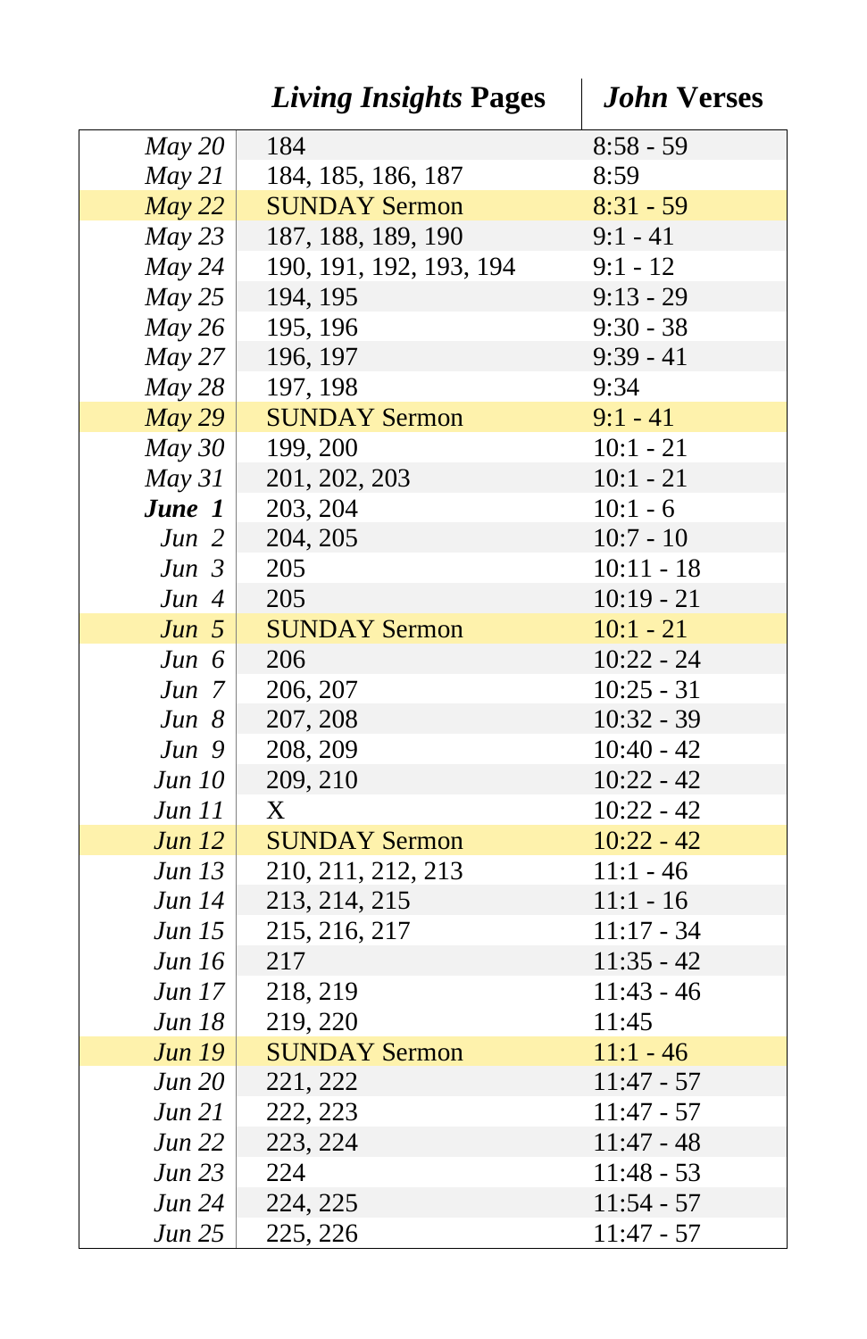| | *Living Insights* Pages | *John* Verses |
|---|---|---|
| *May 20* | 184 | 8:58 - 59 |
| *May 21* | 184, 185, 186, 187 | 8:59 |
| *May 22* | SUNDAY Sermon | 8:31 - 59 |
| *May 23* | 187, 188, 189, 190 | 9:1 - 41 |
| *May 24* | 190, 191, 192, 193, 194 | 9:1 - 12 |
| *May 25* | 194, 195 | 9:13 - 29 |
| *May 26* | 195, 196 | 9:30 - 38 |
| *May 27* | 196, 197 | 9:39 - 41 |
| *May 28* | 197, 198 | 9:34 |
| *May 29* | SUNDAY Sermon | 9:1 - 41 |
| *May 30* | 199, 200 | 10:1 - 21 |
| *May 31* | 201, 202, 203 | 10:1 - 21 |
| ***June 1*** | 203, 204 | 10:1 - 6 |
| *Jun 2* | 204, 205 | 10:7 - 10 |
| *Jun 3* | 205 | 10:11 - 18 |
| *Jun 4* | 205 | 10:19 - 21 |
| *Jun 5* | SUNDAY Sermon | 10:1 - 21 |
| *Jun 6* | 206 | 10:22 - 24 |
| *Jun 7* | 206, 207 | 10:25 - 31 |
| *Jun 8* | 207, 208 | 10:32 - 39 |
| *Jun 9* | 208, 209 | 10:40 - 42 |
| *Jun 10* | 209, 210 | 10:22 - 42 |
| *Jun 11* | X | 10:22 - 42 |
| *Jun 12* | SUNDAY Sermon | 10:22 - 42 |
| *Jun 13* | 210, 211, 212, 213 | 11:1 - 46 |
| *Jun 14* | 213, 214, 215 | 11:1 - 16 |
| *Jun 15* | 215, 216, 217 | 11:17 - 34 |
| *Jun 16* | 217 | 11:35 - 42 |
| *Jun 17* | 218, 219 | 11:43 - 46 |
| *Jun 18* | 219, 220 | 11:45 |
| *Jun 19* | SUNDAY Sermon | 11:1 - 46 |
| *Jun 20* | 221, 222 | 11:47 - 57 |
| *Jun 21* | 222, 223 | 11:47 - 57 |
| *Jun 22* | 223, 224 | 11:47 - 48 |
| *Jun 23* | 224 | 11:48 - 53 |
| *Jun 24* | 224, 225 | 11:54 - 57 |
| *Jun 25* | 225, 226 | 11:47 - 57 |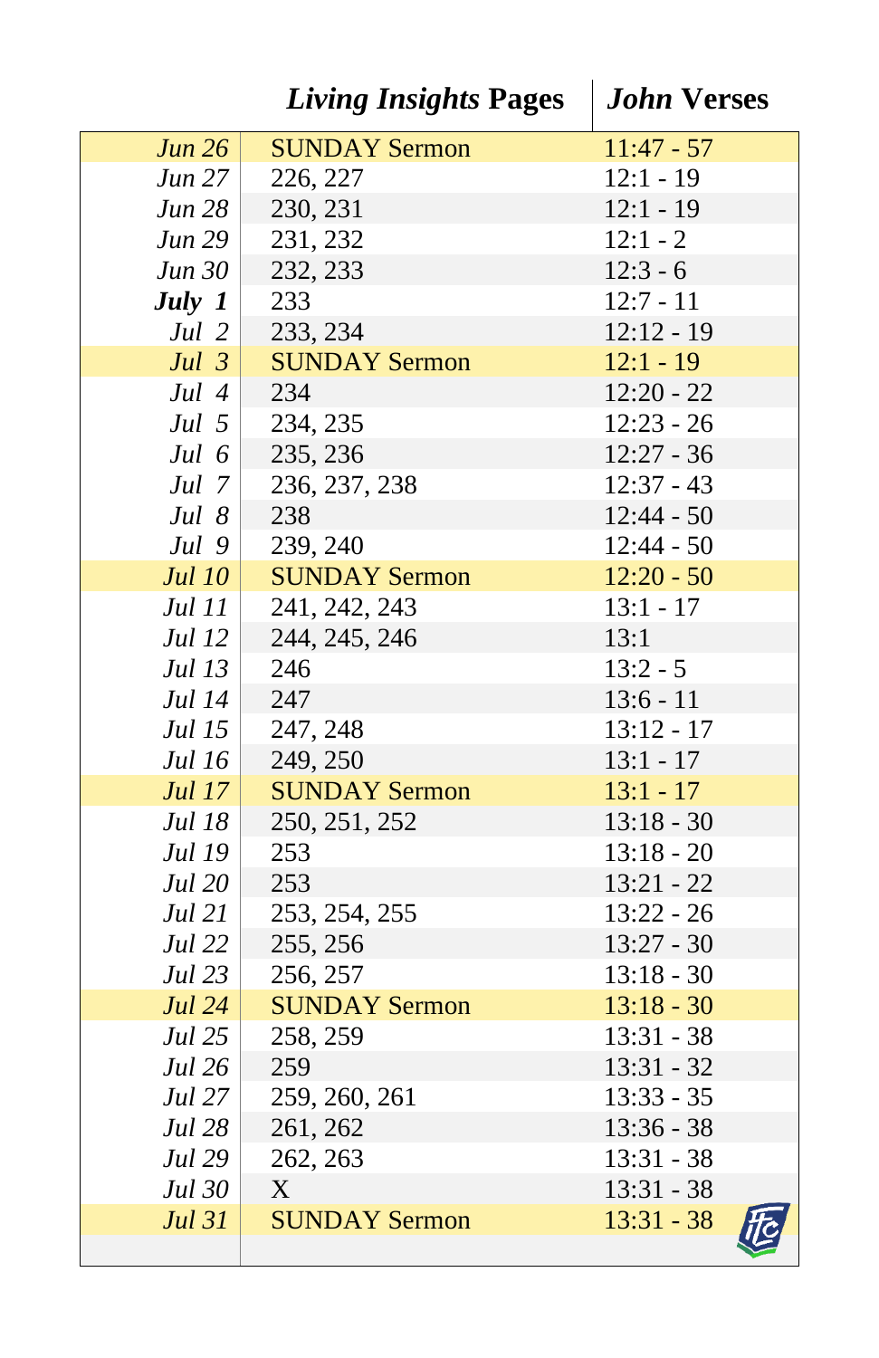| | *Living Insights* Pages | *John* Verses |
|---|---|---|
| *Jun 26* | SUNDAY Sermon | 11:47 - 57 |
| *Jun 27* | 226, 227 | 12:1 - 19 |
| *Jun 28* | 230, 231 | 12:1 - 19 |
| *Jun 29* | 231, 232 | 12:1 - 2 |
| *Jun 30* | 232, 233 | 12:3 - 6 |
| ***July 1*** | 233 | 12:7 - 11 |
| *Jul 2* | 233, 234 | 12:12 - 19 |
| *Jul 3* | SUNDAY Sermon | 12:1 - 19 |
| *Jul 4* | 234 | 12:20 - 22 |
| *Jul 5* | 234, 235 | 12:23 - 26 |
| *Jul 6* | 235, 236 | 12:27 - 36 |
| *Jul 7* | 236, 237, 238 | 12:37 - 43 |
| *Jul 8* | 238 | 12:44 - 50 |
| *Jul 9* | 239, 240 | 12:44 - 50 |
| *Jul 10* | SUNDAY Sermon | 12:20 - 50 |
| *Jul 11* | 241, 242, 243 | 13:1 - 17 |
| *Jul 12* | 244, 245, 246 | 13:1 |
| *Jul 13* | 246 | 13:2 - 5 |
| *Jul 14* | 247 | 13:6 - 11 |
| *Jul 15* | 247, 248 | 13:12 - 17 |
| *Jul 16* | 249, 250 | 13:1 - 17 |
| *Jul 17* | SUNDAY Sermon | 13:1 - 17 |
| *Jul 18* | 250, 251, 252 | 13:18 - 30 |
| *Jul 19* | 253 | 13:18 - 20 |
| *Jul 20* | 253 | 13:21 - 22 |
| *Jul 21* | 253, 254, 255 | 13:22 - 26 |
| *Jul 22* | 255, 256 | 13:27 - 30 |
| *Jul 23* | 256, 257 | 13:18 - 30 |
| *Jul 24* | SUNDAY Sermon | 13:18 - 30 |
| *Jul 25* | 258, 259 | 13:31 - 38 |
| *Jul 26* | 259 | 13:31 - 32 |
| *Jul 27* | 259, 260, 261 | 13:33 - 35 |
| *Jul 28* | 261, 262 | 13:36 - 38 |
| *Jul 29* | 262, 263 | 13:31 - 38 |
| *Jul 30* | X | 13:31 - 38 |
| *Jul 31* | SUNDAY Sermon | 13:31 - 38 |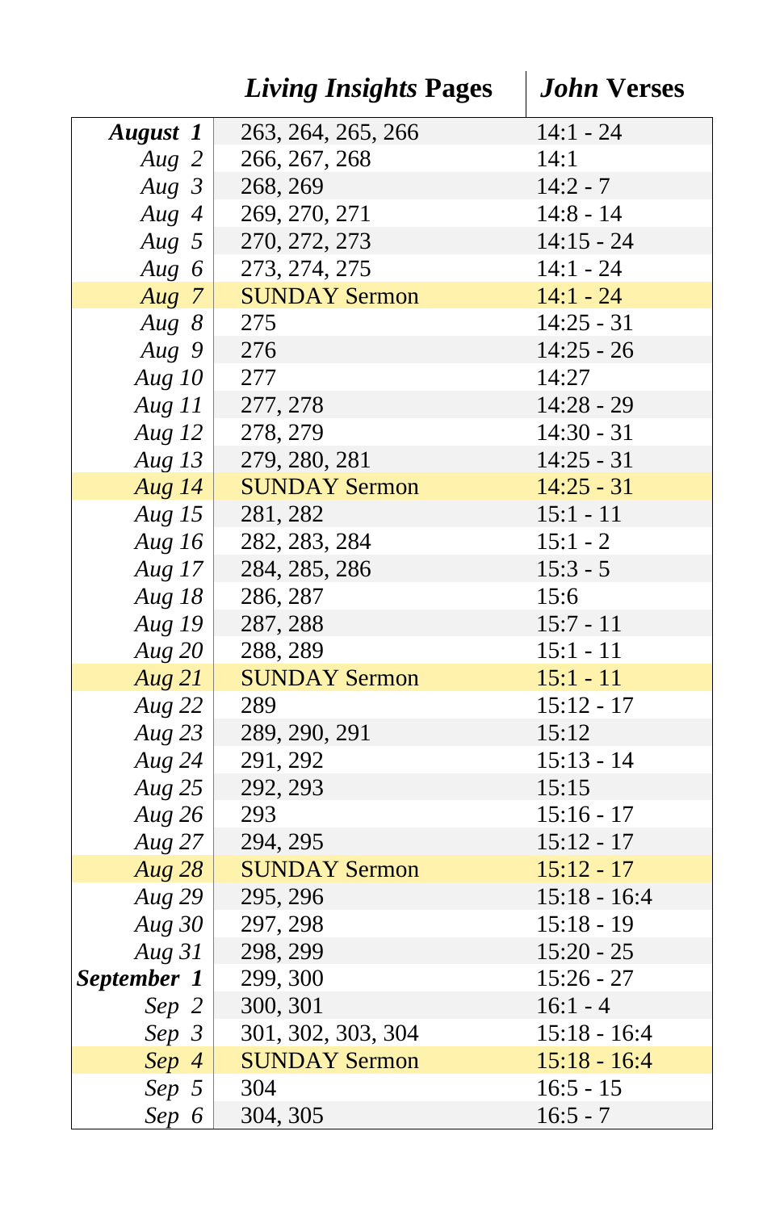| | ***Living Insights* Pages** | ***John* Verses** |
|---|---|---|
| ***August 1*** | 263, 264, 265, 266 | 14:1 - 24 |
| *Aug 2* | 266, 267, 268 | 14:1 |
| *Aug 3* | 268, 269 | 14:2 - 7 |
| *Aug 4* | 269, 270, 271 | 14:8 - 14 |
| *Aug 5* | 270, 272, 273 | 14:15 - 24 |
| *Aug 6* | 273, 274, 275 | 14:1 - 24 |
| *Aug 7* | SUNDAY Sermon | 14:1 - 24 |
| *Aug 8* | 275 | 14:25 - 31 |
| *Aug 9* | 276 | 14:25 - 26 |
| *Aug 10* | 277 | 14:27 |
| *Aug 11* | 277, 278 | 14:28 - 29 |
| *Aug 12* | 278, 279 | 14:30 - 31 |
| *Aug 13* | 279, 280, 281 | 14:25 - 31 |
| *Aug 14* | SUNDAY Sermon | 14:25 - 31 |
| *Aug 15* | 281, 282 | 15:1 - 11 |
| *Aug 16* | 282, 283, 284 | 15:1 - 2 |
| *Aug 17* | 284, 285, 286 | 15:3 - 5 |
| *Aug 18* | 286, 287 | 15:6 |
| *Aug 19* | 287, 288 | 15:7 - 11 |
| *Aug 20* | 288, 289 | 15:1 - 11 |
| *Aug 21* | SUNDAY Sermon | 15:1 - 11 |
| *Aug 22* | 289 | 15:12 - 17 |
| *Aug 23* | 289, 290, 291 | 15:12 |
| *Aug 24* | 291, 292 | 15:13 - 14 |
| *Aug 25* | 292, 293 | 15:15 |
| *Aug 26* | 293 | 15:16 - 17 |
| *Aug 27* | 294, 295 | 15:12 - 17 |
| *Aug 28* | SUNDAY Sermon | 15:12 - 17 |
| *Aug 29* | 295, 296 | 15:18 - 16:4 |
| *Aug 30* | 297, 298 | 15:18 - 19 |
| *Aug 31* | 298, 299 | 15:20 - 25 |
| ***September 1*** | 299, 300 | 15:26 - 27 |
| *Sep 2* | 300, 301 | 16:1 - 4 |
| *Sep 3* | 301, 302, 303, 304 | 15:18 - 16:4 |
| *Sep 4* | SUNDAY Sermon | 15:18 - 16:4 |
| *Sep 5* | 304 | 16:5 - 15 |
| *Sep 6* | 304, 305 | 16:5 - 7 |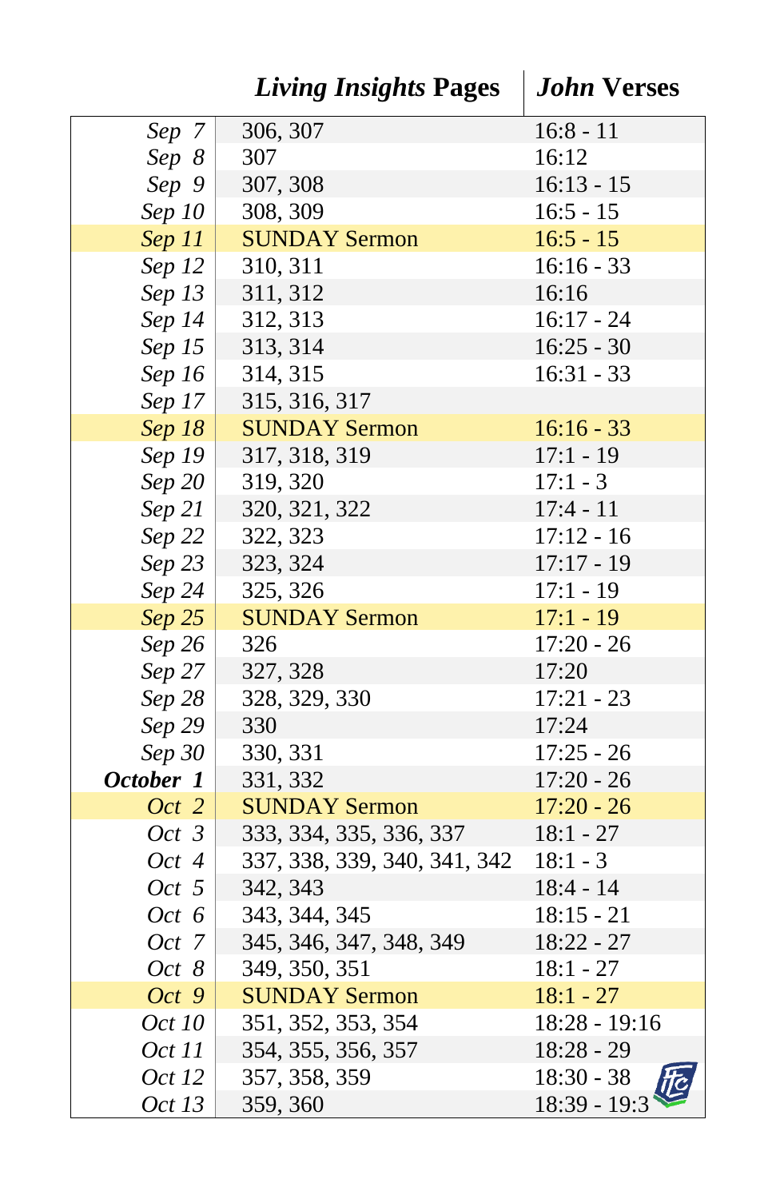| | *Living Insights* Pages | *John* Verses |
|---|---|---|
| *Sep 7* | 306, 307 | 16:8 - 11 |
| *Sep 8* | 307 | 16:12 |
| *Sep 9* | 307, 308 | 16:13 - 15 |
| *Sep 10* | 308, 309 | 16:5 - 15 |
| *Sep 11* | SUNDAY Sermon | 16:5 - 15 |
| *Sep 12* | 310, 311 | 16:16 - 33 |
| *Sep 13* | 311, 312 | 16:16 |
| *Sep 14* | 312, 313 | 16:17 - 24 |
| *Sep 15* | 313, 314 | 16:25 - 30 |
| *Sep 16* | 314, 315 | 16:31 - 33 |
| *Sep 17* | 315, 316, 317 | |
| *Sep 18* | SUNDAY Sermon | 16:16 - 33 |
| *Sep 19* | 317, 318, 319 | 17:1 - 19 |
| *Sep 20* | 319, 320 | 17:1 - 3 |
| *Sep 21* | 320, 321, 322 | 17:4 - 11 |
| *Sep 22* | 322, 323 | 17:12 - 16 |
| *Sep 23* | 323, 324 | 17:17 - 19 |
| *Sep 24* | 325, 326 | 17:1 - 19 |
| *Sep 25* | SUNDAY Sermon | 17:1 - 19 |
| *Sep 26* | 326 | 17:20 - 26 |
| *Sep 27* | 327, 328 | 17:20 |
| *Sep 28* | 328, 329, 330 | 17:21 - 23 |
| *Sep 29* | 330 | 17:24 |
| *Sep 30* | 330, 331 | 17:25 - 26 |
| ***October 1*** | 331, 332 | 17:20 - 26 |
| *Oct 2* | SUNDAY Sermon | 17:20 - 26 |
| *Oct 3* | 333, 334, 335, 336, 337 | 18:1 - 27 |
| *Oct 4* | 337, 338, 339, 340, 341, 342 | 18:1 - 3 |
| *Oct 5* | 342, 343 | 18:4 - 14 |
| *Oct 6* | 343, 344, 345 | 18:15 - 21 |
| *Oct 7* | 345, 346, 347, 348, 349 | 18:22 - 27 |
| *Oct 8* | 349, 350, 351 | 18:1 - 27 |
| *Oct 9* | SUNDAY Sermon | 18:1 - 27 |
| *Oct 10* | 351, 352, 353, 354 | 18:28 - 19:16 |
| *Oct 11* | 354, 355, 356, 357 | 18:28 - 29 |
| *Oct 12* | 357, 358, 359 | 18:30 - 38 |
| *Oct 13* | 359, 360 | 18:39 - 19:3 |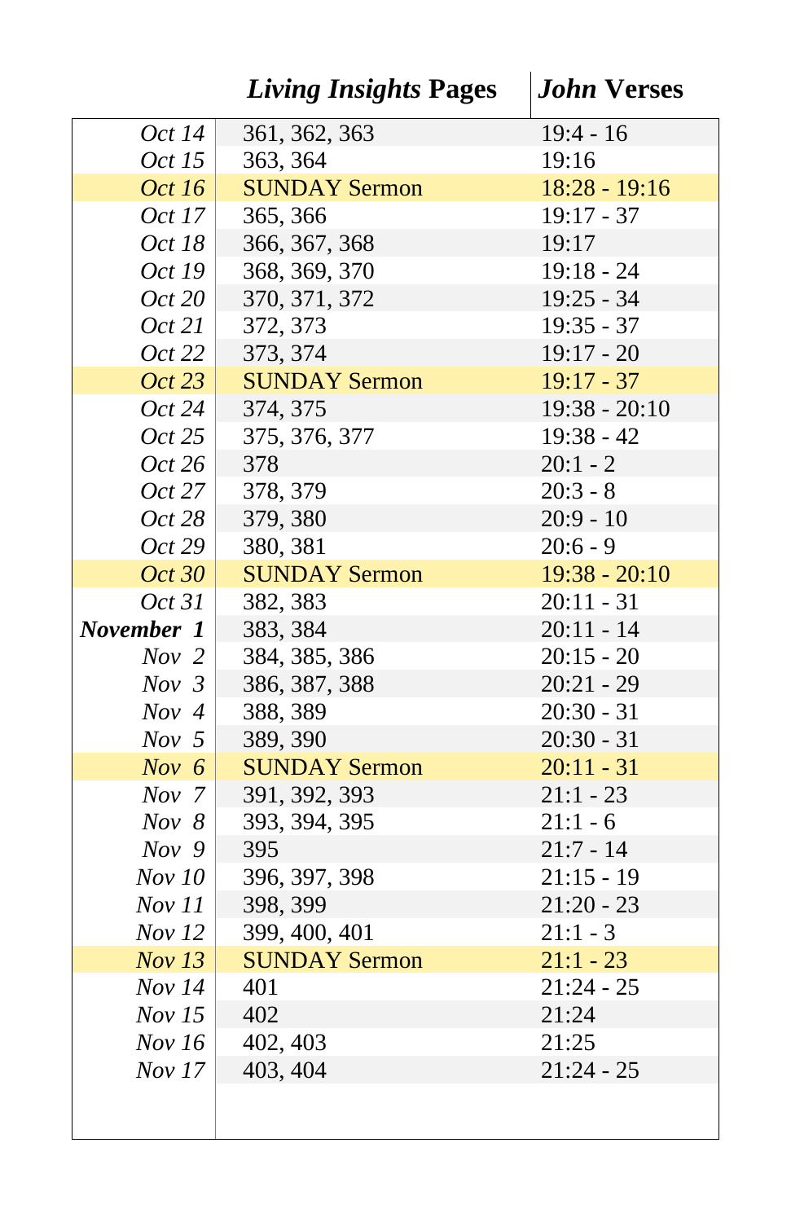| | *Living Insights* Pages | *John* Verses |
|---|---|---|
| *Oct 14* | 361, 362, 363 | 19:4 - 16 |
| *Oct 15* | 363, 364 | 19:16 |
| *Oct 16* | SUNDAY Sermon | 18:28 - 19:16 |
| *Oct 17* | 365, 366 | 19:17 - 37 |
| *Oct 18* | 366, 367, 368 | 19:17 |
| *Oct 19* | 368, 369, 370 | 19:18 - 24 |
| *Oct 20* | 370, 371, 372 | 19:25 - 34 |
| *Oct 21* | 372, 373 | 19:35 - 37 |
| *Oct 22* | 373, 374 | 19:17 - 20 |
| *Oct 23* | SUNDAY Sermon | 19:17 - 37 |
| *Oct 24* | 374, 375 | 19:38 - 20:10 |
| *Oct 25* | 375, 376, 377 | 19:38 - 42 |
| *Oct 26* | 378 | 20:1 - 2 |
| *Oct 27* | 378, 379 | 20:3 - 8 |
| *Oct 28* | 379, 380 | 20:9 - 10 |
| *Oct 29* | 380, 381 | 20:6 - 9 |
| *Oct 30* | SUNDAY Sermon | 19:38 - 20:10 |
| *Oct 31* | 382, 383 | 20:11 - 31 |
| ***November 1*** | 383, 384 | 20:11 - 14 |
| *Nov 2* | 384, 385, 386 | 20:15 - 20 |
| *Nov 3* | 386, 387, 388 | 20:21 - 29 |
| *Nov 4* | 388, 389 | 20:30 - 31 |
| *Nov 5* | 389, 390 | 20:30 - 31 |
| *Nov 6* | SUNDAY Sermon | 20:11 - 31 |
| *Nov 7* | 391, 392, 393 | 21:1 - 23 |
| *Nov 8* | 393, 394, 395 | 21:1 - 6 |
| *Nov 9* | 395 | 21:7 - 14 |
| *Nov 10* | 396, 397, 398 | 21:15 - 19 |
| *Nov 11* | 398, 399 | 21:20 - 23 |
| *Nov 12* | 399, 400, 401 | 21:1 - 3 |
| *Nov 13* | SUNDAY Sermon | 21:1 - 23 |
| *Nov 14* | 401 | 21:24 - 25 |
| *Nov 15* | 402 | 21:24 |
| *Nov 16* | 402, 403 | 21:25 |
| *Nov 17* | 403, 404 | 21:24 - 25 |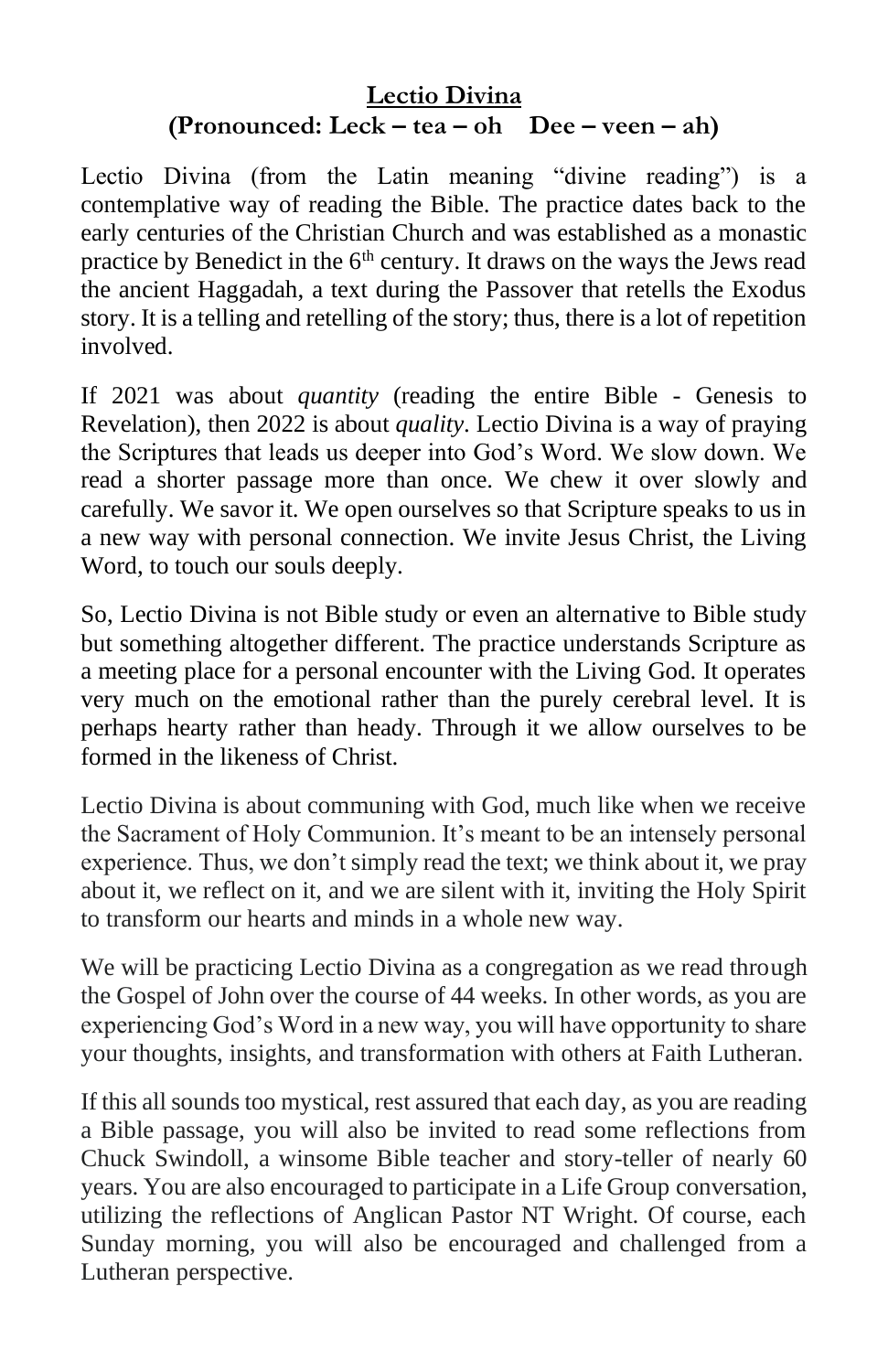# **Lectio Divina**
## **(Pronounced: Leck – tea – oh Dee – veen – ah)**

Lectio Divina (from the Latin meaning "divine reading") is a contemplative way of reading the Bible. The practice dates back to the early centuries of the Christian Church and was established as a monastic practice by Benedict in the 6th century. It draws on the ways the Jews read the ancient Haggadah, a text during the Passover that retells the Exodus story. It is a telling and retelling of the story; thus, there is a lot of repetition involved.

If 2021 was about *quantity* (reading the entire Bible - Genesis to Revelation), then 2022 is about *quality*. Lectio Divina is a way of praying the Scriptures that leads us deeper into God's Word. We slow down. We read a shorter passage more than once. We chew it over slowly and carefully. We savor it. We open ourselves so that Scripture speaks to us in a new way with personal connection. We invite Jesus Christ, the Living Word, to touch our souls deeply.

So, Lectio Divina is not Bible study or even an alternative to Bible study but something altogether different. The practice understands Scripture as a meeting place for a personal encounter with the Living God. It operates very much on the emotional rather than the purely cerebral level. It is perhaps hearty rather than heady. Through it we allow ourselves to be formed in the likeness of Christ.

Lectio Divina is about communing with God, much like when we receive the Sacrament of Holy Communion. It's meant to be an intensely personal experience. Thus, we don't simply read the text; we think about it, we pray about it, we reflect on it, and we are silent with it, inviting the Holy Spirit to transform our hearts and minds in a whole new way.

We will be practicing Lectio Divina as a congregation as we read through the Gospel of John over the course of 44 weeks. In other words, as you are experiencing God's Word in a new way, you will have opportunity to share your thoughts, insights, and transformation with others at Faith Lutheran.

If this all sounds too mystical, rest assured that each day, as you are reading a Bible passage, you will also be invited to read some reflections from Chuck Swindoll, a winsome Bible teacher and story-teller of nearly 60 years. You are also encouraged to participate in a Life Group conversation, utilizing the reflections of Anglican Pastor NT Wright. Of course, each Sunday morning, you will also be encouraged and challenged from a Lutheran perspective.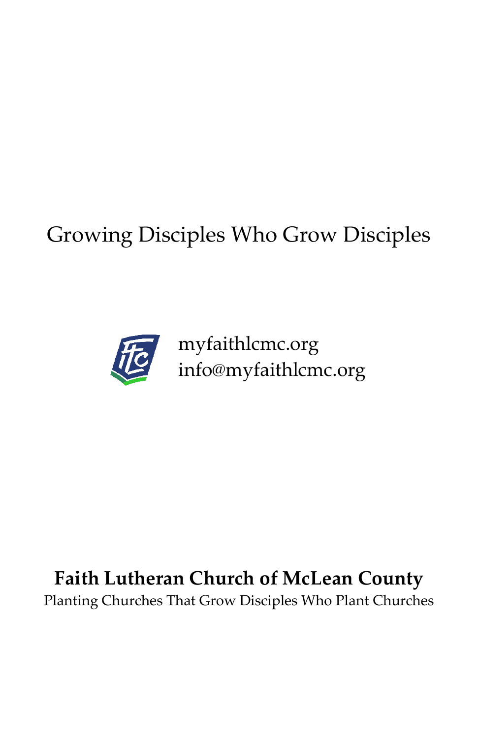Growing Disciples Who Grow Disciples

myfaithlcmc.org
info@myfaithlcmc.org

**Faith Lutheran Church of McLean County**
Planting Churches That Grow Disciples Who Plant Churches